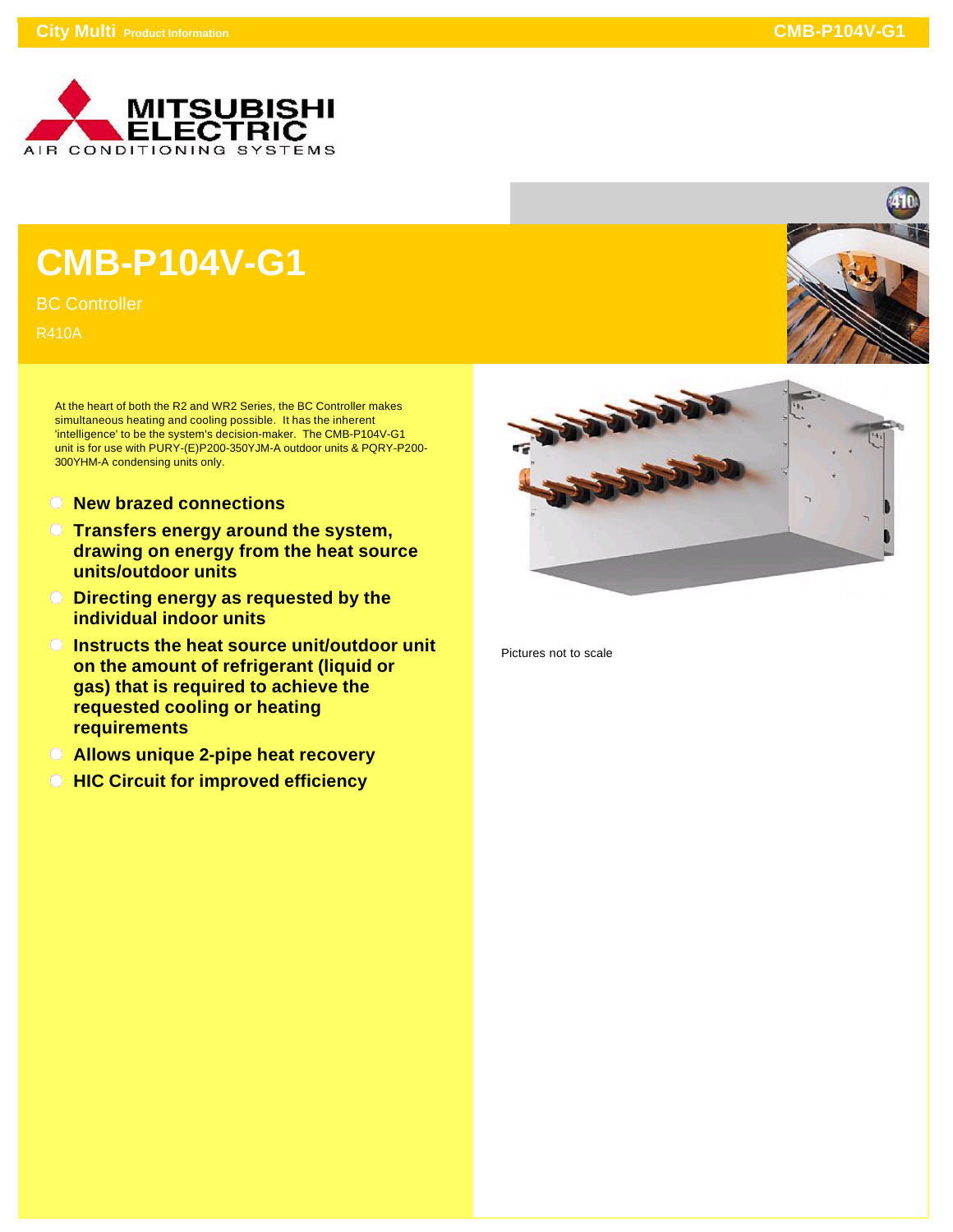# CMB-P104V-G1

BC Controller

R410A

At the heart of both the R2 and WR2 Series, the BC Controller makes simultaneous heating and cooling possible. It has the inherent 'intelligence' to be the system's decision-maker. The CMB-P104V-G1 unit is for use with PURY-(E)P200-350YJM-A outdoor units & PQRY-P200-300YHM-A condensing units only.

- **New brazed connections**
- **Transfers energy around the system, drawing on energy from the heat source units/outdoor units**
- **Directing energy as requested by the individual indoor units**
- **Instructs the heat source unit/outdoor unit on the amount of refrigerant (liquid or gas) that is required to achieve the requested cooling or heating requirements**
- **Allows unique 2-pipe heat recovery**
- **HIC Circuit for improved efficiency**

Pictures not to scale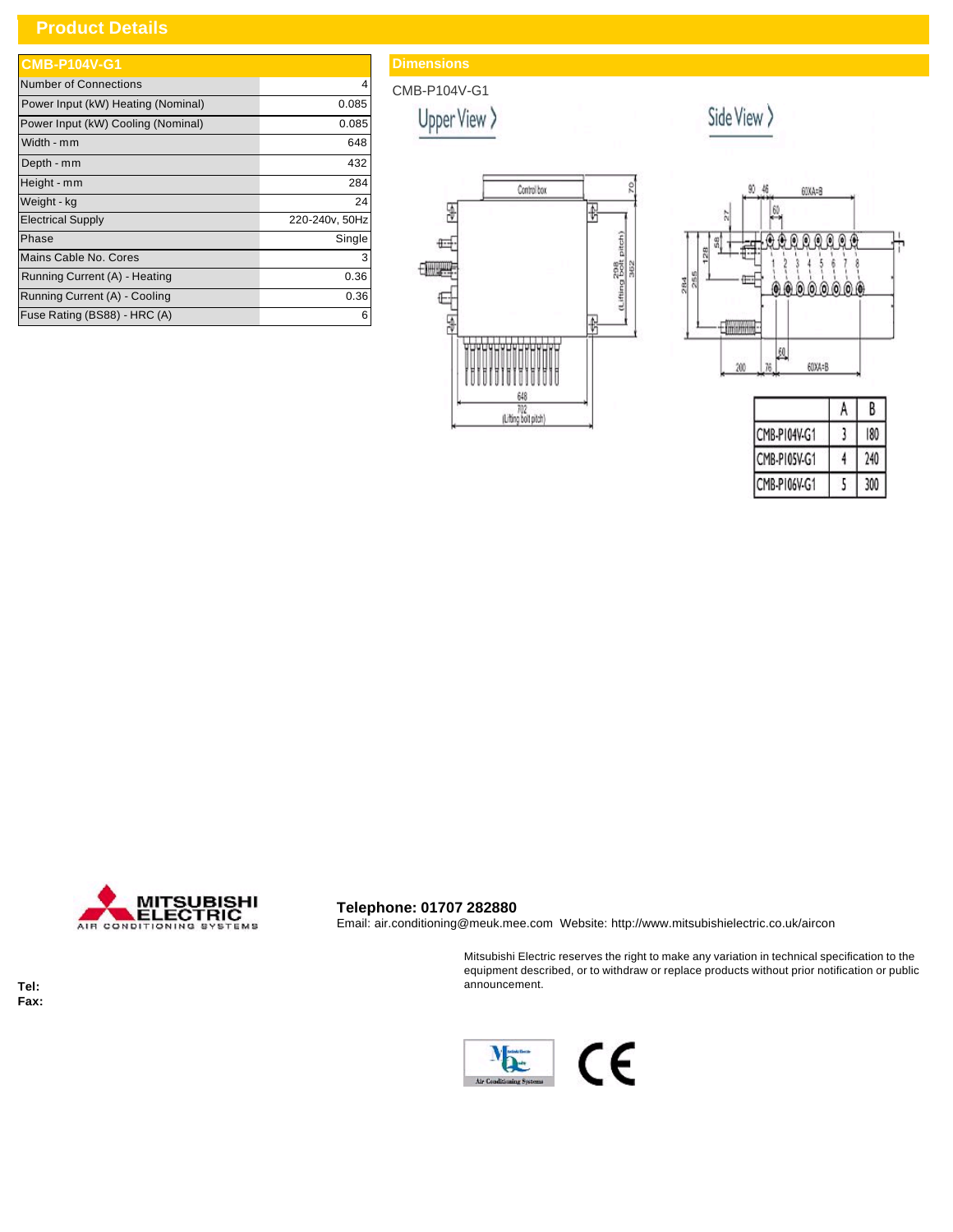## Product Details

| CMB-P104V-G1 | |
|---|---|
| Number of Connections | 4 |
| Power Input (kW) Heating (Nominal) | 0.085 |
| Power Input (kW) Cooling (Nominal) | 0.085 |
| Width - mm | 648 |
| Depth - mm | 432 |
| Height - mm | 284 |
| Weight - kg | 24 |
| Electrical Supply | 220-240v, 50Hz |
| Phase | Single |
| Mains Cable No. Cores | 3 |
| Running Current (A) - Heating | 0.36 |
| Running Current (A) - Cooling | 0.36 |
| Fuse Rating (BS88) - HRC (A) | 6 |

### Dimensions

CMB-P104V-G1

Upper View

Control box

70

298 (Lifting bolt pitch) 362

648

702 (Lifting bolt pitch)

Side View

90 46 60XA=B

60

27

58

128

255

284

1 2 3 4 5 6 7 8

200 76 60 60XA=B

| | A | B |
|---|---|---|
| CMB-P104V-G1 | 3 | 180 |
| CMB-P105V-G1 | 4 | 240 |
| CMB-P106V-G1 | 5 | 300 |

MITSUBISHI ELECTRIC
AIR CONDITIONING SYSTEMS

**Telephone: 01707 282880**
Email: air.conditioning@meuk.mee.com Website: http://www.mitsubishielectric.co.uk/aircon

Mitsubishi Electric reserves the right to make any variation in technical specification to the equipment described, or to withdraw or replace products without prior notification or public announcement.

**Tel:**
**Fax:**

Air Conditioning Systems

CE